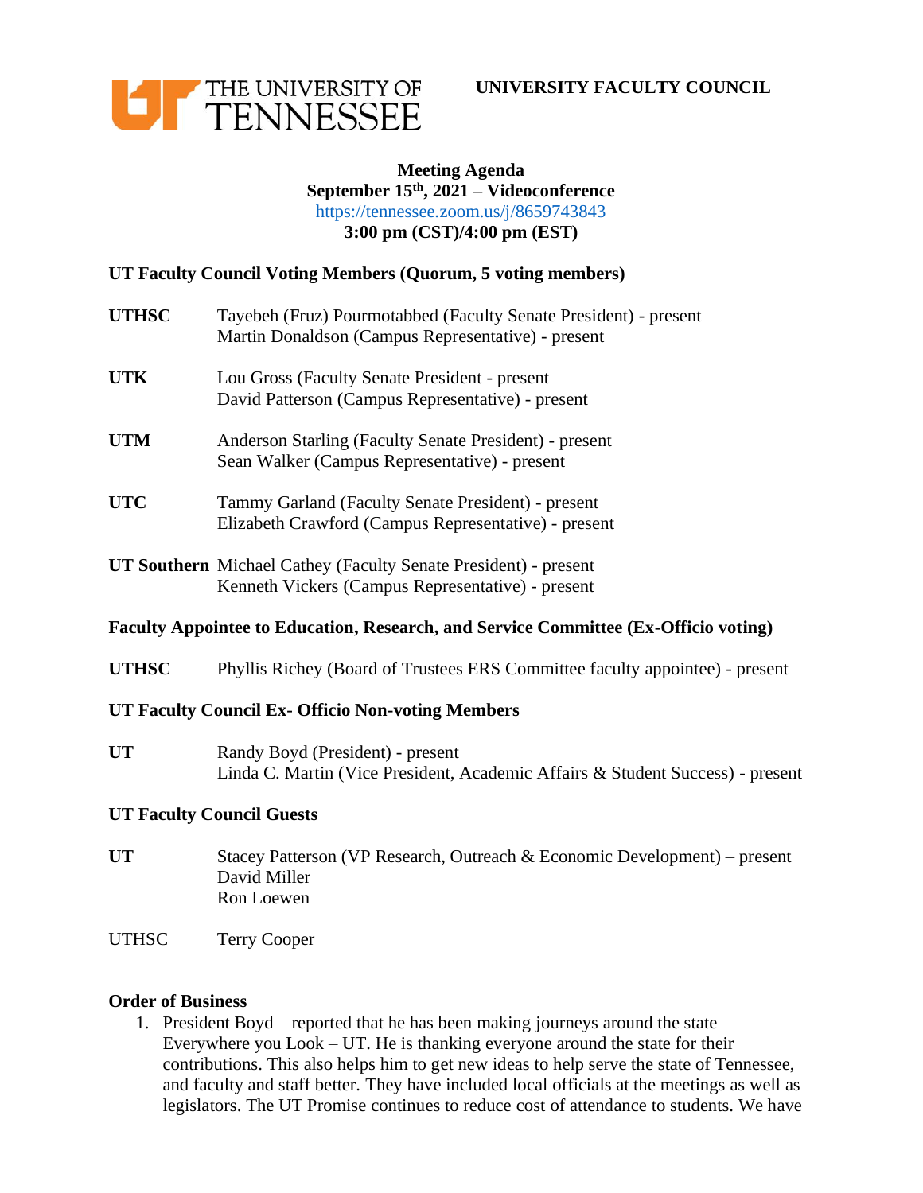THE UNIVERSITY OF TENNESSEE

**UNIVERSITY FACULTY COUNCIL**

**Meeting Agenda**
**September 15th, 2021 – Videoconference**
https://tennessee.zoom.us/j/8659743843
**3:00 pm (CST)/4:00 pm (EST)**

### UT Faculty Council Voting Members (Quorum, 5 voting members)

**UTHSC** Tayebeh (Fruz) Pourmotabbed (Faculty Senate President) - present
Martin Donaldson (Campus Representative) - present

**UTK** Lou Gross (Faculty Senate President - present
David Patterson (Campus Representative) - present

**UTM** Anderson Starling (Faculty Senate President) - present
Sean Walker (Campus Representative) - present

**UTC** Tammy Garland (Faculty Senate President) - present
Elizabeth Crawford (Campus Representative) - present

**UT Southern** Michael Cathey (Faculty Senate President) - present
Kenneth Vickers (Campus Representative) - present

### Faculty Appointee to Education, Research, and Service Committee (Ex-Officio voting)

**UTHSC** Phyllis Richey (Board of Trustees ERS Committee faculty appointee) - present

### UT Faculty Council Ex- Officio Non-voting Members

**UT** Randy Boyd (President) - present
Linda C. Martin (Vice President, Academic Affairs & Student Success) - present

### UT Faculty Council Guests

**UT** Stacey Patterson (VP Research, Outreach & Economic Development) – present
David Miller
Ron Loewen

UTHSC Terry Cooper

### Order of Business

1. President Boyd – reported that he has been making journeys around the state – Everywhere you Look – UT. He is thanking everyone around the state for their contributions. This also helps him to get new ideas to help serve the state of Tennessee, and faculty and staff better. They have included local officials at the meetings as well as legislators. The UT Promise continues to reduce cost of attendance to students. We have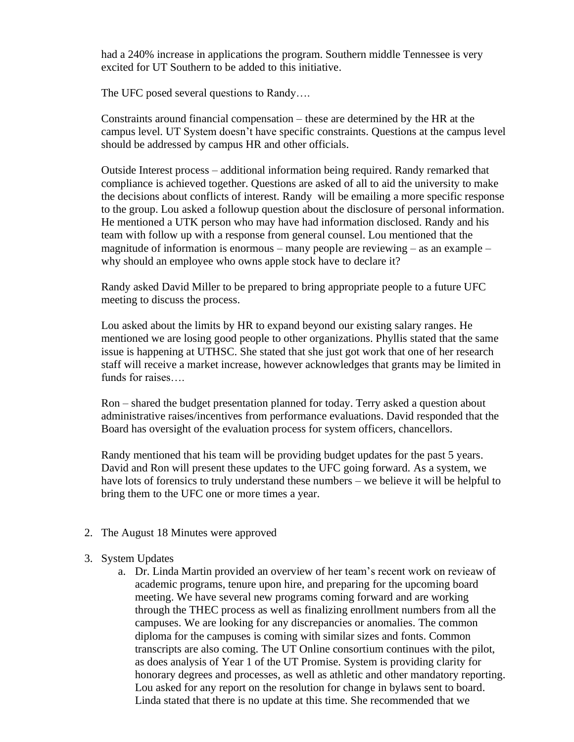had a 240% increase in applications the program. Southern middle Tennessee is very excited for UT Southern to be added to this initiative.

The UFC posed several questions to Randy….

Constraints around financial compensation – these are determined by the HR at the campus level. UT System doesn't have specific constraints. Questions at the campus level should be addressed by campus HR and other officials.

Outside Interest process – additional information being required. Randy remarked that compliance is achieved together. Questions are asked of all to aid the university to make the decisions about conflicts of interest. Randy will be emailing a more specific response to the group. Lou asked a followup question about the disclosure of personal information. He mentioned a UTK person who may have had information disclosed. Randy and his team with follow up with a response from general counsel. Lou mentioned that the magnitude of information is enormous – many people are reviewing – as an example – why should an employee who owns apple stock have to declare it?

Randy asked David Miller to be prepared to bring appropriate people to a future UFC meeting to discuss the process.

Lou asked about the limits by HR to expand beyond our existing salary ranges. He mentioned we are losing good people to other organizations. Phyllis stated that the same issue is happening at UTHSC. She stated that she just got work that one of her research staff will receive a market increase, however acknowledges that grants may be limited in funds for raises….

Ron – shared the budget presentation planned for today. Terry asked a question about administrative raises/incentives from performance evaluations. David responded that the Board has oversight of the evaluation process for system officers, chancellors.

Randy mentioned that his team will be providing budget updates for the past 5 years. David and Ron will present these updates to the UFC going forward. As a system, we have lots of forensics to truly understand these numbers – we believe it will be helpful to bring them to the UFC one or more times a year.

2. The August 18 Minutes were approved

3. System Updates
   a. Dr. Linda Martin provided an overview of her team's recent work on revieaw of academic programs, tenure upon hire, and preparing for the upcoming board meeting. We have several new programs coming forward and are working through the THEC process as well as finalizing enrollment numbers from all the campuses. We are looking for any discrepancies or anomalies. The common diploma for the campuses is coming with similar sizes and fonts. Common transcripts are also coming. The UT Online consortium continues with the pilot, as does analysis of Year 1 of the UT Promise. System is providing clarity for honorary degrees and processes, as well as athletic and other mandatory reporting. Lou asked for any report on the resolution for change in bylaws sent to board. Linda stated that there is no update at this time. She recommended that we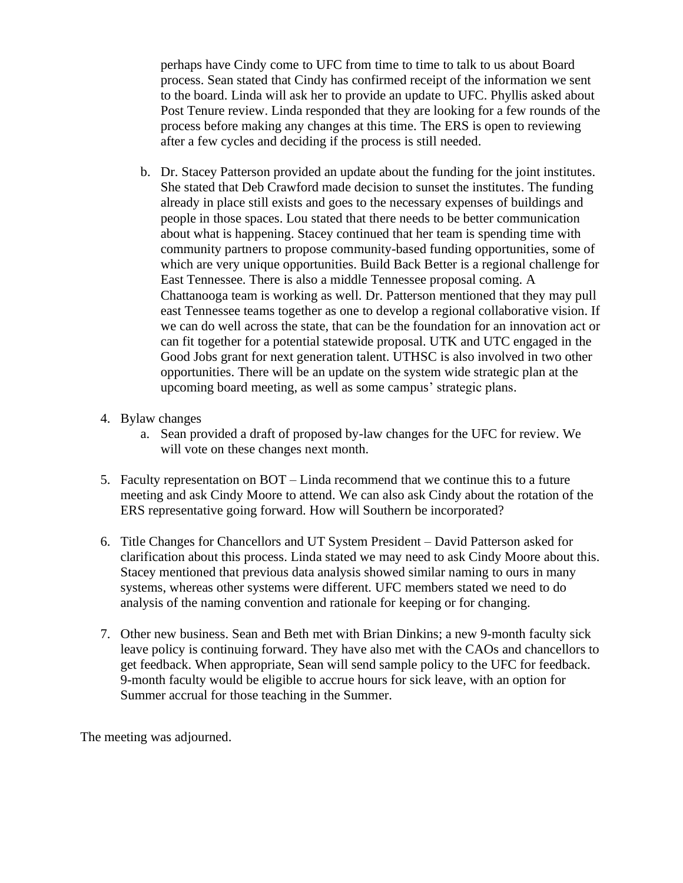perhaps have Cindy come to UFC from time to time to talk to us about Board process. Sean stated that Cindy has confirmed receipt of the information we sent to the board. Linda will ask her to provide an update to UFC. Phyllis asked about Post Tenure review. Linda responded that they are looking for a few rounds of the process before making any changes at this time. The ERS is open to reviewing after a few cycles and deciding if the process is still needed.

b. Dr. Stacey Patterson provided an update about the funding for the joint institutes. She stated that Deb Crawford made decision to sunset the institutes. The funding already in place still exists and goes to the necessary expenses of buildings and people in those spaces. Lou stated that there needs to be better communication about what is happening. Stacey continued that her team is spending time with community partners to propose community-based funding opportunities, some of which are very unique opportunities. Build Back Better is a regional challenge for East Tennessee. There is also a middle Tennessee proposal coming. A Chattanooga team is working as well. Dr. Patterson mentioned that they may pull east Tennessee teams together as one to develop a regional collaborative vision. If we can do well across the state, that can be the foundation for an innovation act or can fit together for a potential statewide proposal. UTK and UTC engaged in the Good Jobs grant for next generation talent. UTHSC is also involved in two other opportunities. There will be an update on the system wide strategic plan at the upcoming board meeting, as well as some campus' strategic plans.

4. Bylaw changes
   a. Sean provided a draft of proposed by-law changes for the UFC for review. We will vote on these changes next month.

5. Faculty representation on BOT – Linda recommend that we continue this to a future meeting and ask Cindy Moore to attend. We can also ask Cindy about the rotation of the ERS representative going forward. How will Southern be incorporated?

6. Title Changes for Chancellors and UT System President – David Patterson asked for clarification about this process. Linda stated we may need to ask Cindy Moore about this. Stacey mentioned that previous data analysis showed similar naming to ours in many systems, whereas other systems were different. UFC members stated we need to do analysis of the naming convention and rationale for keeping or for changing.

7. Other new business. Sean and Beth met with Brian Dinkins; a new 9-month faculty sick leave policy is continuing forward. They have also met with the CAOs and chancellors to get feedback. When appropriate, Sean will send sample policy to the UFC for feedback. 9-month faculty would be eligible to accrue hours for sick leave, with an option for Summer accrual for those teaching in the Summer.

The meeting was adjourned.